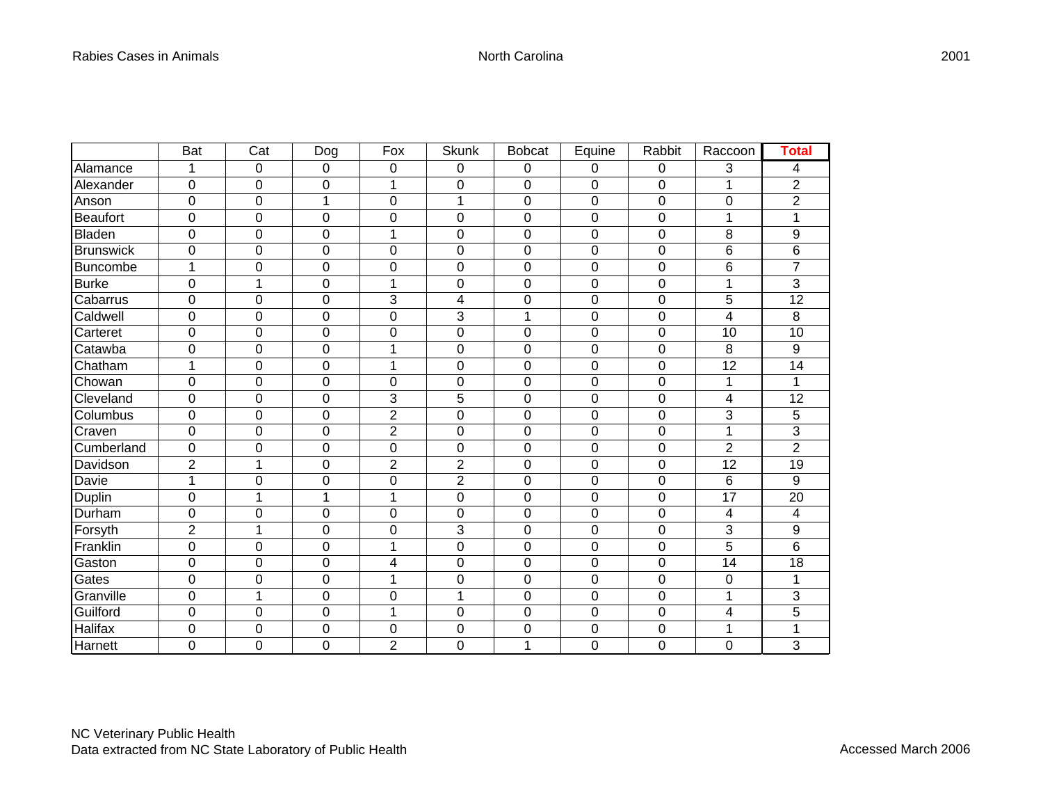Rabies Cases in Animals North Carolina 2001

| | Bat | Cat | Dog | Fox | Skunk | Bobcat | Equine | Rabbit | Raccoon | **Total** |
|---|---|---|---|---|---|---|---|---|---|---|
| Alamance | 1 | 0 | 0 | 0 | 0 | 0 | 0 | 0 | 3 | 4 |
| Alexander | 0 | 0 | 0 | 1 | 0 | 0 | 0 | 0 | 1 | 2 |
| Anson | 0 | 0 | 1 | 0 | 1 | 0 | 0 | 0 | 0 | 2 |
| Beaufort | 0 | 0 | 0 | 0 | 0 | 0 | 0 | 0 | 1 | 1 |
| Bladen | 0 | 0 | 0 | 1 | 0 | 0 | 0 | 0 | 8 | 9 |
| Brunswick | 0 | 0 | 0 | 0 | 0 | 0 | 0 | 0 | 6 | 6 |
| Buncombe | 1 | 0 | 0 | 0 | 0 | 0 | 0 | 0 | 6 | 7 |
| Burke | 0 | 1 | 0 | 1 | 0 | 0 | 0 | 0 | 1 | 3 |
| Cabarrus | 0 | 0 | 0 | 3 | 4 | 0 | 0 | 0 | 5 | 12 |
| Caldwell | 0 | 0 | 0 | 0 | 3 | 1 | 0 | 0 | 4 | 8 |
| Carteret | 0 | 0 | 0 | 0 | 0 | 0 | 0 | 0 | 10 | 10 |
| Catawba | 0 | 0 | 0 | 1 | 0 | 0 | 0 | 0 | 8 | 9 |
| Chatham | 1 | 0 | 0 | 1 | 0 | 0 | 0 | 0 | 12 | 14 |
| Chowan | 0 | 0 | 0 | 0 | 0 | 0 | 0 | 0 | 1 | 1 |
| Cleveland | 0 | 0 | 0 | 3 | 5 | 0 | 0 | 0 | 4 | 12 |
| Columbus | 0 | 0 | 0 | 2 | 0 | 0 | 0 | 0 | 3 | 5 |
| Craven | 0 | 0 | 0 | 2 | 0 | 0 | 0 | 0 | 1 | 3 |
| Cumberland | 0 | 0 | 0 | 0 | 0 | 0 | 0 | 0 | 2 | 2 |
| Davidson | 2 | 1 | 0 | 2 | 2 | 0 | 0 | 0 | 12 | 19 |
| Davie | 1 | 0 | 0 | 0 | 2 | 0 | 0 | 0 | 6 | 9 |
| Duplin | 0 | 1 | 1 | 1 | 0 | 0 | 0 | 0 | 17 | 20 |
| Durham | 0 | 0 | 0 | 0 | 0 | 0 | 0 | 0 | 4 | 4 |
| Forsyth | 2 | 1 | 0 | 0 | 3 | 0 | 0 | 0 | 3 | 9 |
| Franklin | 0 | 0 | 0 | 1 | 0 | 0 | 0 | 0 | 5 | 6 |
| Gaston | 0 | 0 | 0 | 4 | 0 | 0 | 0 | 0 | 14 | 18 |
| Gates | 0 | 0 | 0 | 1 | 0 | 0 | 0 | 0 | 0 | 1 |
| Granville | 0 | 1 | 0 | 0 | 1 | 0 | 0 | 0 | 1 | 3 |
| Guilford | 0 | 0 | 0 | 1 | 0 | 0 | 0 | 0 | 4 | 5 |
| Halifax | 0 | 0 | 0 | 0 | 0 | 0 | 0 | 0 | 1 | 1 |
| Harnett | 0 | 0 | 0 | 2 | 0 | 1 | 0 | 0 | 0 | 3 |

NC Veterinary Public Health
Data extracted from NC State Laboratory of Public Health

Accessed March 2006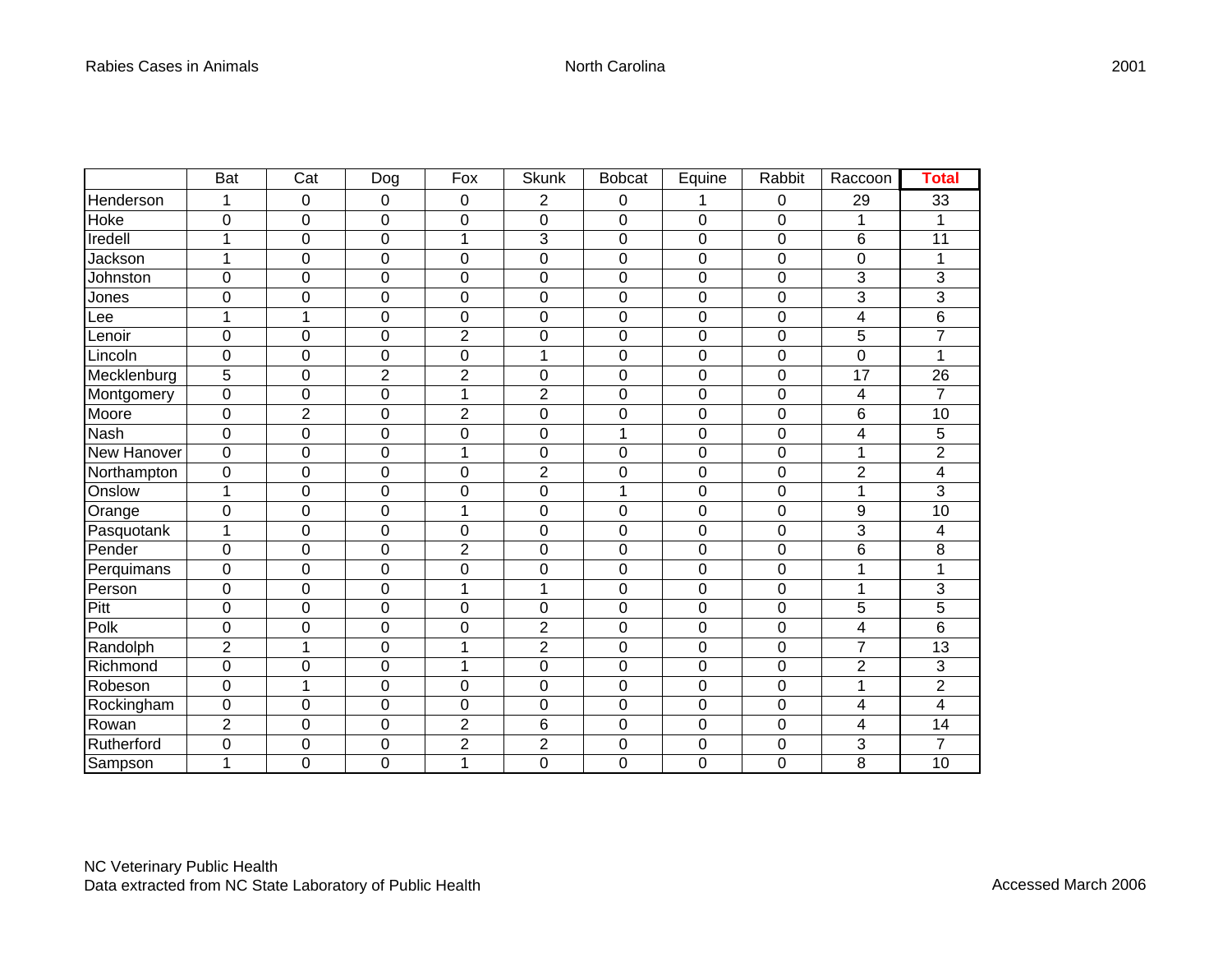| | Bat | Cat | Dog | Fox | Skunk | Bobcat | Equine | Rabbit | Raccoon | **Total** |
|---|---|---|---|---|---|---|---|---|---|---|
| Henderson | 1 | 0 | 0 | 0 | 2 | 0 | 1 | 0 | 29 | 33 |
| Hoke | 0 | 0 | 0 | 0 | 0 | 0 | 0 | 0 | 1 | 1 |
| Iredell | 1 | 0 | 0 | 1 | 3 | 0 | 0 | 0 | 6 | 11 |
| Jackson | 1 | 0 | 0 | 0 | 0 | 0 | 0 | 0 | 0 | 1 |
| Johnston | 0 | 0 | 0 | 0 | 0 | 0 | 0 | 0 | 3 | 3 |
| Jones | 0 | 0 | 0 | 0 | 0 | 0 | 0 | 0 | 3 | 3 |
| Lee | 1 | 1 | 0 | 0 | 0 | 0 | 0 | 0 | 4 | 6 |
| Lenoir | 0 | 0 | 0 | 2 | 0 | 0 | 0 | 0 | 5 | 7 |
| Lincoln | 0 | 0 | 0 | 0 | 1 | 0 | 0 | 0 | 0 | 1 |
| Mecklenburg | 5 | 0 | 2 | 2 | 0 | 0 | 0 | 0 | 17 | 26 |
| Montgomery | 0 | 0 | 0 | 1 | 2 | 0 | 0 | 0 | 4 | 7 |
| Moore | 0 | 2 | 0 | 2 | 0 | 0 | 0 | 0 | 6 | 10 |
| Nash | 0 | 0 | 0 | 0 | 0 | 1 | 0 | 0 | 4 | 5 |
| New Hanover | 0 | 0 | 0 | 1 | 0 | 0 | 0 | 0 | 1 | 2 |
| Northampton | 0 | 0 | 0 | 0 | 2 | 0 | 0 | 0 | 2 | 4 |
| Onslow | 1 | 0 | 0 | 0 | 0 | 1 | 0 | 0 | 1 | 3 |
| Orange | 0 | 0 | 0 | 1 | 0 | 0 | 0 | 0 | 9 | 10 |
| Pasquotank | 1 | 0 | 0 | 0 | 0 | 0 | 0 | 0 | 3 | 4 |
| Pender | 0 | 0 | 0 | 2 | 0 | 0 | 0 | 0 | 6 | 8 |
| Perquimans | 0 | 0 | 0 | 0 | 0 | 0 | 0 | 0 | 1 | 1 |
| Person | 0 | 0 | 0 | 1 | 1 | 0 | 0 | 0 | 1 | 3 |
| Pitt | 0 | 0 | 0 | 0 | 0 | 0 | 0 | 0 | 5 | 5 |
| Polk | 0 | 0 | 0 | 0 | 2 | 0 | 0 | 0 | 4 | 6 |
| Randolph | 2 | 1 | 0 | 1 | 2 | 0 | 0 | 0 | 7 | 13 |
| Richmond | 0 | 0 | 0 | 1 | 0 | 0 | 0 | 0 | 2 | 3 |
| Robeson | 0 | 1 | 0 | 0 | 0 | 0 | 0 | 0 | 1 | 2 |
| Rockingham | 0 | 0 | 0 | 0 | 0 | 0 | 0 | 0 | 4 | 4 |
| Rowan | 2 | 0 | 0 | 2 | 6 | 0 | 0 | 0 | 4 | 14 |
| Rutherford | 0 | 0 | 0 | 2 | 2 | 0 | 0 | 0 | 3 | 7 |
| Sampson | 1 | 0 | 0 | 1 | 0 | 0 | 0 | 0 | 8 | 10 |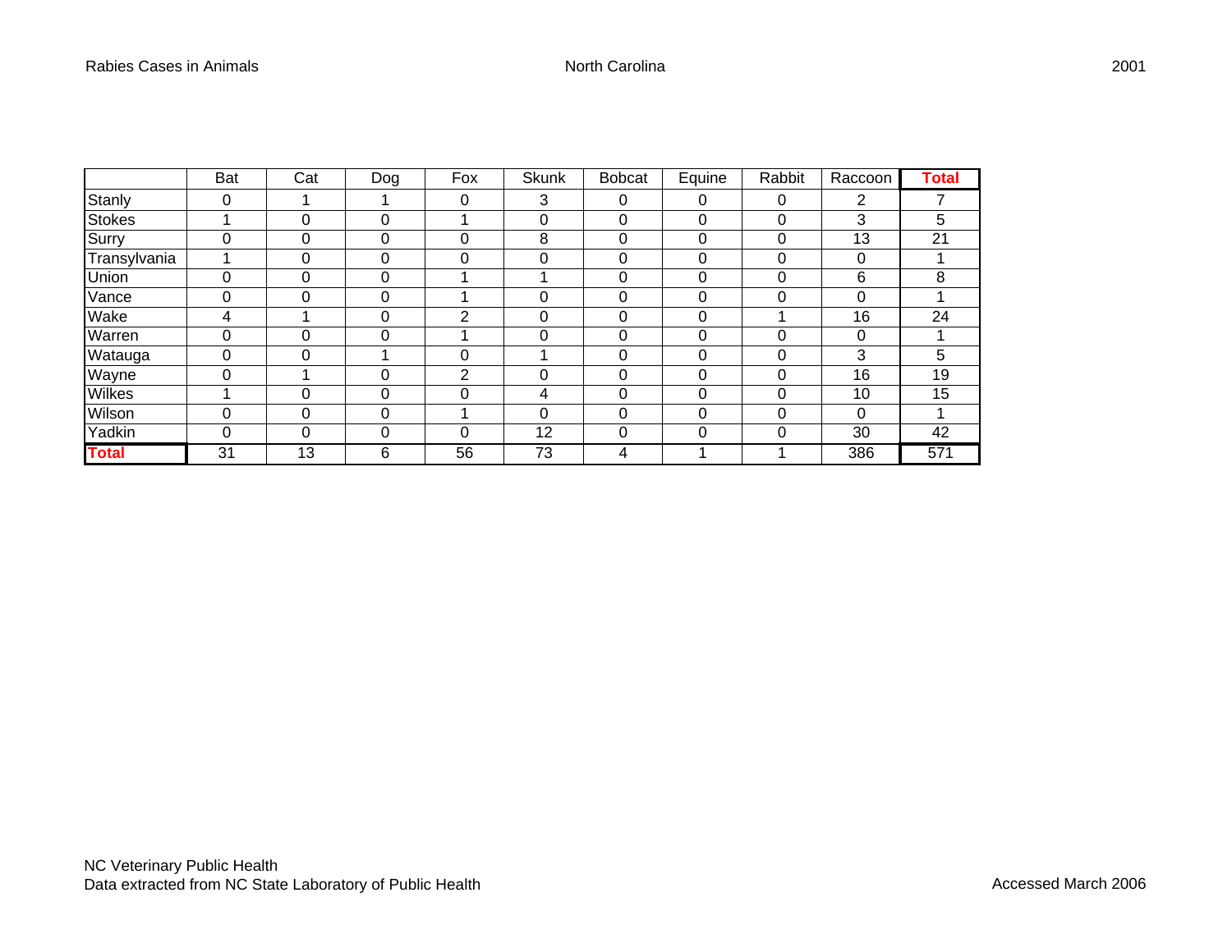Rabies Cases in Animals North Carolina 2001

| | Bat | Cat | Dog | Fox | Skunk | Bobcat | Equine | Rabbit | Raccoon | **Total** |
|---|---|---|---|---|---|---|---|---|---|---|
| Stanly | 0 | 1 | 1 | 0 | 3 | 0 | 0 | 0 | 2 | 7 |
| Stokes | 1 | 0 | 0 | 1 | 0 | 0 | 0 | 0 | 3 | 5 |
| Surry | 0 | 0 | 0 | 0 | 8 | 0 | 0 | 0 | 13 | 21 |
| Transylvania | 1 | 0 | 0 | 0 | 0 | 0 | 0 | 0 | 0 | 1 |
| Union | 0 | 0 | 0 | 1 | 1 | 0 | 0 | 0 | 6 | 8 |
| Vance | 0 | 0 | 0 | 1 | 0 | 0 | 0 | 0 | 0 | 1 |
| Wake | 4 | 1 | 0 | 2 | 0 | 0 | 0 | 1 | 16 | 24 |
| Warren | 0 | 0 | 0 | 1 | 0 | 0 | 0 | 0 | 0 | 1 |
| Watauga | 0 | 0 | 1 | 0 | 1 | 0 | 0 | 0 | 3 | 5 |
| Wayne | 0 | 1 | 0 | 2 | 0 | 0 | 0 | 0 | 16 | 19 |
| Wilkes | 1 | 0 | 0 | 0 | 4 | 0 | 0 | 0 | 10 | 15 |
| Wilson | 0 | 0 | 0 | 1 | 0 | 0 | 0 | 0 | 0 | 1 |
| Yadkin | 0 | 0 | 0 | 0 | 12 | 0 | 0 | 0 | 30 | 42 |
| **Total** | 31 | 13 | 6 | 56 | 73 | 4 | 1 | 1 | 386 | 571 |

NC Veterinary Public Health
Data extracted from NC State Laboratory of Public Health

Accessed March 2006